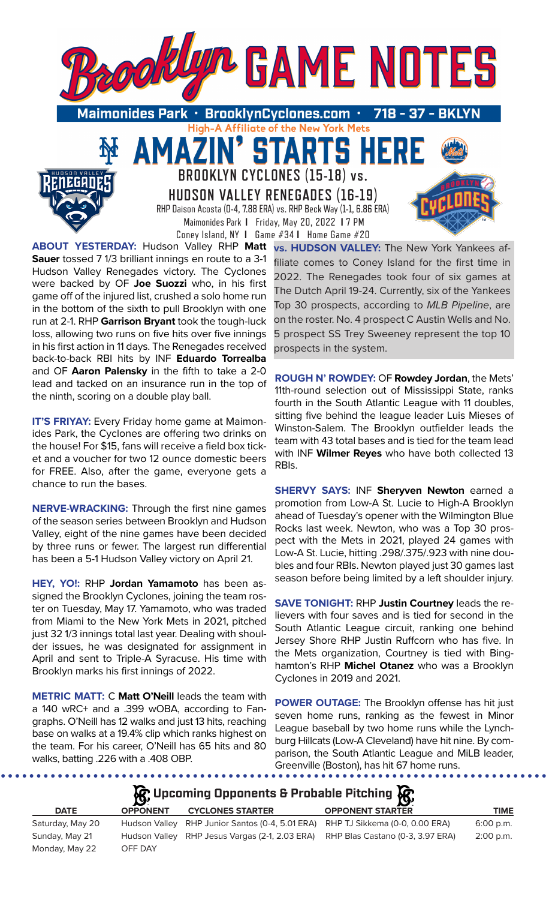# Brooklyn GAME NOTES

**Maimonides Park • BrooklynCyclones.com • 718 - 37 - BKLYN**

**High-A Affiliate of the New York Mets**

## AMAZIN' STARTS HERE

## BROOKLYN CYCLONES (15-18) vs. HUDSON VALLEY RENEGADES (16-19)

RHP Daison Acosta (0-4, 7.88 ERA) vs. RHP Beck Way (1-1, 6.86 ERA)
Maimonides Park | Friday, May 20, 2022 | 7 PM
Coney Island, NY | Game #34 | Home Game #20

**ABOUT YESTERDAY:** Hudson Valley RHP **Matt Sauer** tossed 7 1/3 brilliant innings en route to a 3-1 Hudson Valley Renegades victory. The Cyclones were backed by OF **Joe Suozzi** who, in his first game off of the injured list, crushed a solo home run in the bottom of the sixth to pull Brooklyn with one run at 2-1. RHP **Garrison Bryant** took the tough-luck loss, allowing two runs on five hits over five innings in his first action in 11 days. The Renegades received back-to-back RBI hits by INF **Eduardo Torrealba** and OF **Aaron Palensky** in the fifth to take a 2-0 lead and tacked on an insurance run in the top of the ninth, scoring on a double play ball.

**IT'S FRIYAY:** Every Friday home game at Maimonides Park, the Cyclones are offering two drinks on the house! For $15, fans will receive a field box ticket and a voucher for two 12 ounce domestic beers for FREE. Also, after the game, everyone gets a chance to run the bases.

**NERVE-WRACKING:** Through the first nine games of the season series between Brooklyn and Hudson Valley, eight of the nine games have been decided by three runs or fewer. The largest run differential has been a 5-1 Hudson Valley victory on April 21.

**HEY, YO!:** RHP **Jordan Yamamoto** has been assigned the Brooklyn Cyclones, joining the team roster on Tuesday, May 17. Yamamoto, who was traded from Miami to the New York Mets in 2021, pitched just 32 1/3 innings total last year. Dealing with shoulder issues, he was designated for assignment in April and sent to Triple-A Syracuse. His time with Brooklyn marks his first innings of 2022.

**METRIC MATT:** C **Matt O'Neill** leads the team with a 140 wRC+ and a .399 wOBA, according to Fangraphs. O'Neill has 12 walks and just 13 hits, reaching base on walks at a 19.4% clip which ranks highest on the team. For his career, O'Neill has 65 hits and 80 walks, batting .226 with a .408 OBP.

**vs. HUDSON VALLEY:** The New York Yankees affiliate comes to Coney Island for the first time in 2022. The Renegades took four of six games at The Dutch April 19-24. Currently, six of the Yankees Top 30 prospects, according to *MLB Pipeline*, are on the roster. No. 4 prospect C Austin Wells and No. 5 prospect SS Trey Sweeney represent the top 10 prospects in the system.

**ROUGH N' ROWDEY:** OF **Rowdey Jordan**, the Mets' 11th-round selection out of Mississippi State, ranks fourth in the South Atlantic League with 11 doubles, sitting five behind the league leader Luis Mieses of Winston-Salem. The Brooklyn outfielder leads the team with 43 total bases and is tied for the team lead with INF **Wilmer Reyes** who have both collected 13 RBIs.

**SHERVY SAYS:** INF **Sheryven Newton** earned a promotion from Low-A St. Lucie to High-A Brooklyn ahead of Tuesday's opener with the Wilmington Blue Rocks last week. Newton, who was a Top 30 prospect with the Mets in 2021, played 24 games with Low-A St. Lucie, hitting .298/.375/.923 with nine doubles and four RBIs. Newton played just 30 games last season before being limited by a left shoulder injury.

**SAVE TONIGHT:** RHP **Justin Courtney** leads the relievers with four saves and is tied for second in the South Atlantic League circuit, ranking one behind Jersey Shore RHP Justin Ruffcorn who has five. In the Mets organization, Courtney is tied with Binghamton's RHP **Michel Otanez** who was a Brooklyn Cyclones in 2019 and 2021.

**POWER OUTAGE:** The Brooklyn offense has hit just seven home runs, ranking as the fewest in Minor League baseball by two home runs while the Lynchburg Hillcats (Low-A Cleveland) have hit nine. By comparison, the South Atlantic League and MiLB leader, Greenville (Boston), has hit 67 home runs.

### Upcoming Opponents & Probable Pitching

| DATE | OPPONENT | CYCLONES STARTER | OPPONENT STARTER | TIME |
|---|---|---|---|---|
| Saturday, May 20 | Hudson Valley | RHP Junior Santos (0-4, 5.01 ERA) | RHP TJ Sikkema (0-0, 0.00 ERA) | 6:00 p.m. |
| Sunday, May 21 | Hudson Valley | RHP Jesus Vargas (2-1, 2.03 ERA) | RHP Blas Castano (0-3, 3.97 ERA) | 2:00 p.m. |
| Monday, May 22 | OFF DAY | | | |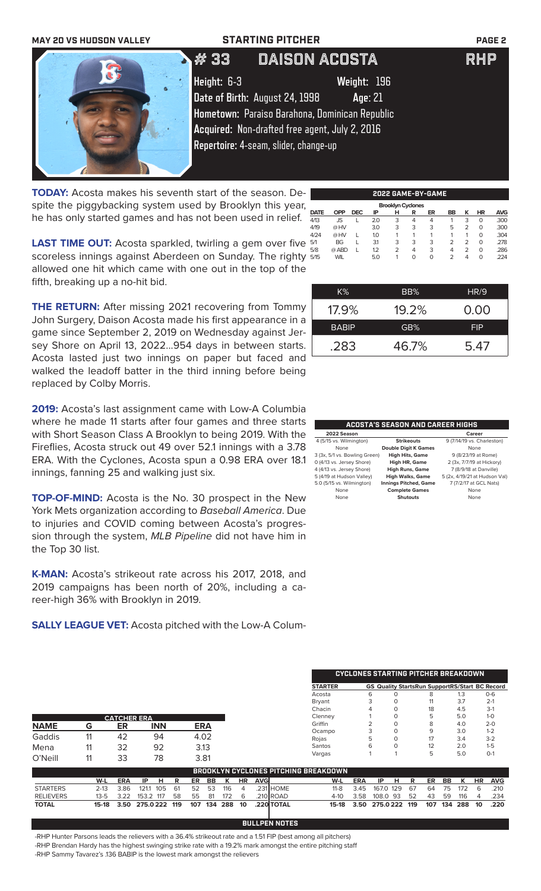MAY 20 VS HUDSON VALLEY — STARTING PITCHER

# #33 DAISON ACOSTA — RHP

Height: 6-3 Weight: 196
Date of Birth: August 24, 1998 Age: 21
Hometown: Paraiso Barahona, Dominican Republic
Acquired: Non-drafted free agent, July 2, 2016
Repertoire: 4-seam, slider, change-up

**TODAY:** Acosta makes his seventh start of the season. Despite the piggybacking system used by Brooklyn this year, he has only started games and has not been used in relief.

**LAST TIME OUT:** Acosta sparkled, twirling a gem over five scoreless innings against Aberdeen on Sunday. The righty allowed one hit which came with one out in the top of the fifth, breaking up a no-hit bid.

**THE RETURN:** After missing 2021 recovering from Tommy John Surgery, Daison Acosta made his first appearance in a game since September 2, 2019 on Wednesday against Jersey Shore on April 13, 2022...954 days in between starts. Acosta lasted just two innings on paper but faced and walked the leadoff batter in the third inning before being replaced by Colby Morris.

**2019:** Acosta's last assignment came with Low-A Columbia where he made 11 starts after four games and three starts with Short Season Class A Brooklyn to being 2019. With the Fireflies, Acosta struck out 49 over 52.1 innings with a 3.78 ERA. With the Cyclones, Acosta spun a 0.98 ERA over 18.1 innings, fanning 25 and walking just six.

**TOP-OF-MIND:** Acosta is the No. 30 prospect in the New York Mets organization according to *Baseball America*. Due to injuries and COVID coming between Acosta's progression through the system, *MLB Pipeline* did not have him in the Top 30 list.

**K-MAN:** Acosta's strikeout rate across his 2017, 2018, and 2019 campaigns has been north of 20%, including a career-high 36% with Brooklyn in 2019.

**SALLY LEAGUE VET:** Acosta pitched with the Low-A Colum-

### 2022 GAME-BY-GAME

Brooklyn Cyclones

| DATE | OPP | DEC | IP | H | R | ER | BB | K | HR | AVG |
|---|---|---|---|---|---|---|---|---|---|---|
| 4/13 | JS | L | 2.0 | 3 | 4 | 4 | 1 | 3 | 0 | .300 |
| 4/19 | @HV | | 3.0 | 3 | 3 | 3 | 5 | 2 | 0 | .300 |
| 4/24 | @HV | L | 1.0 | 1 | 1 | 1 | 1 | 1 | 0 | .304 |
| 5/1 | BG | L | 3.1 | 3 | 3 | 3 | 2 | 2 | 0 | .278 |
| 5/8 | @ABD | L | 1.2 | 2 | 4 | 3 | 4 | 2 | 0 | .286 |
| 5/15 | WIL | | 5.0 | 1 | 0 | 0 | 2 | 4 | 0 | .224 |

| K% | BB% | HR/9 |
|---|---|---|
| 17.9% | 19.2% | 0.00 |
| **BABIP** | **GB%** | **FIP** |
| .283 | 46.7% | 5.47 |

### ACOSTA'S SEASON AND CAREER HIGHS

| 2022 Season | | Career |
|---|---|---|
| 4 (5/15 vs. Wilmington) | Strikeouts | 9 (7/14/19 vs. Charleston) |
| None | Double Digit K Games | None |
| 3 (3x, 5/1 vs. Bowling Green) | High Hits, Game | 9 (8/23/19 at Rome) |
| 0 (4/13 vs. Jersey Shore) | High HR, Game | 2 (3x, 7/7/19 at Hickory) |
| 4 (4/13 vs. Jersey Shore) | High Runs, Game | 7 (8/9/18 at Danville) |
| 5 (4/19 at Hudson Valley) | High Walks, Game | 5 (2x, 4/19/21 at Hudson Val) |
| 5.0 (5/15 vs. Wilmington) | Innings Pitched, Game | 7 (7/2/17 at GCL Nats) |
| None | Complete Games | None |
| None | Shutouts | None |

### CYCLONES STARTING PITCHER BREAKDOWN

| STARTER | GS | Quality Starts | Run Support | RS/Start | BC Record |
|---|---|---|---|---|---|
| Acosta | 6 | 0 | 8 | 1.3 | 0-6 |
| Bryant | 3 | 0 | 11 | 3.7 | 2-1 |
| Chacin | 4 | 0 | 18 | 4.5 | 3-1 |
| Clenney | 1 | 0 | 5 | 5.0 | 1-0 |
| Griffin | 2 | 0 | 8 | 4.0 | 2-0 |
| Ocampo | 3 | 0 | 9 | 3.0 | 1-2 |
| Rojas | 5 | 0 | 17 | 3.4 | 3-2 |
| Santos | 6 | 0 | 12 | 2.0 | 1-5 |
| Vargas | 1 | 1 | 5 | 5.0 | 0-1 |

### CATCHER ERA

| NAME | G | ER | INN | ERA |
|---|---|---|---|---|
| Gaddis | 11 | 42 | 94 | 4.02 |
| Mena | 11 | 32 | 92 | 3.13 |
| O'Neill | 11 | 33 | 78 | 3.81 |

### BROOKLYN CYCLONES PITCHING BREAKDOWN

| | W-L | ERA | IP | H | R | ER | BB | K | HR | AVG |
|---|---|---|---|---|---|---|---|---|---|---|
| STARTERS | 2-13 | 3.86 | 121.1 | 105 | 61 | 52 | 53 | 116 | 4 | .231 |
| RELIEVERS | 13-5 | 3.22 | 153.2 | 117 | 58 | 55 | 81 | 172 | 6 | .210 |
| **TOTAL** | **15-18** | **3.50** | **275.0** | **222** | **119** | **107** | **134** | **288** | **10** | **.220** |

| | W-L | ERA | IP | H | R | ER | BB | K | HR | AVG |
|---|---|---|---|---|---|---|---|---|---|---|
| HOME | 11-8 | 3.45 | 167.0 | 129 | 67 | 64 | 75 | 172 | 6 | .210 |
| ROAD | 4-10 | 3.58 | 108.0 | 93 | 52 | 43 | 59 | 116 | 4 | .234 |
| **TOTAL** | **15-18** | **3.50** | **275.0** | **222** | **119** | **107** | **134** | **288** | **10** | **.220** |

### BULLPEN NOTES

-RHP Hunter Parsons leads the relievers with a 36.4% strikeout rate and a 1.51 FIP (best among all pitchers)

-RHP Brendan Hardy has the highest swinging strike rate with a 19.2% mark amongst the entire pitching staff

-RHP Sammy Tavarez's .136 BABIP is the lowest mark amongst the relievers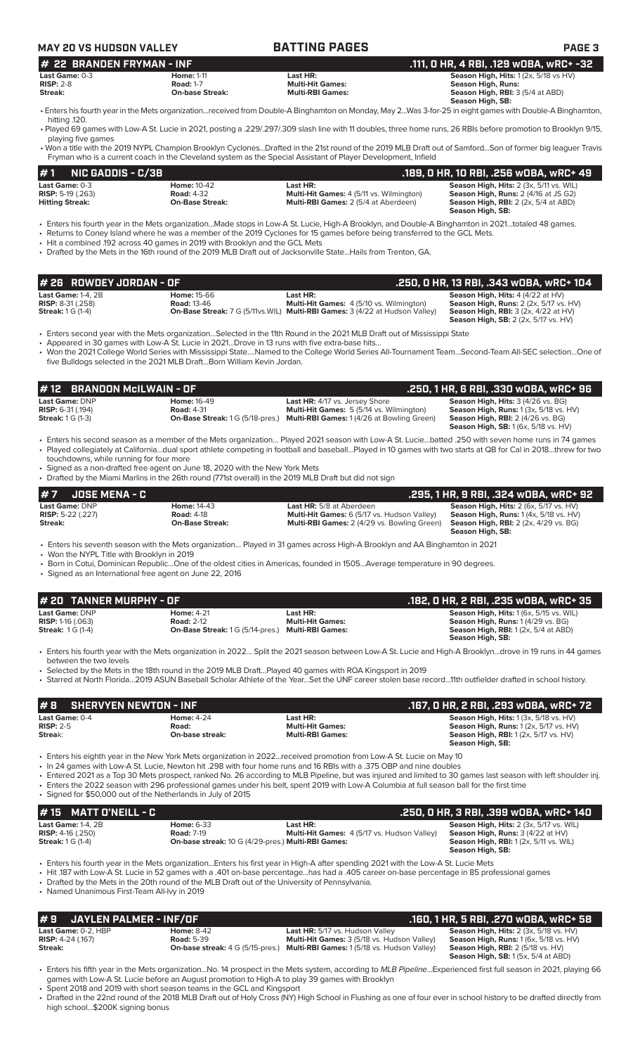## # 22 BRANDEN FRYMAN - INF

**.111, 0 HR, 4 RBI, .129 wOBA, wRC+ -32**

| | | | |
|---|---|---|---|
| **Last Game:** 0-3 | **Home:** 1-11 | **Last HR:** | **Season High, Hits:** 1 (2x, 5/18 vs HV) |
| **RISP:** 2-8 | **Road:** 1-7 | **Multi-Hit Games:** | **Season High, Runs:** |
| **Streak:** | **On-base Streak:** | **Multi-RBI Games:** | **Season High, RBI:** 3 (5/4 at ABD) |
| | | | **Season High, SB:** |

- Enters his fourth year in the Mets organization...received from Double-A Binghamton on Monday, May 2...Was 3-for-25 in eight games with Double-A Binghamton, hitting .120.
- Played 69 games with Low-A St. Lucie in 2021, posting a .229/.297/.309 slash line with 11 doubles, three home runs, 26 RBIs before promotion to Brooklyn 9/15, playing five games
- Won a title with the 2019 NYPL Champion Brooklyn Cyclones...Drafted in the 21st round of the 2019 MLB Draft out of Samford...Son of former big leaguer Travis Fryman who is a current coach in the Cleveland system as the Special Assistant of Player Development, Infield

## # 1 NIC GADDIS - C/3B

**.189, 0 HR, 10 RBI, .256 wOBA, wRC+ 49**

| | | | |
|---|---|---|---|
| **Last Game:** 0-3 | **Home:** 10-42 | **Last HR:** | **Season High, Hits:** 2 (3x, 5/11 vs. WIL) |
| **RISP:** 5-19 (.263) | **Road:** 4-32 | **Multi-Hit Games:** 4 (5/11 vs. Wilmington) | **Season High, Runs:** 2 (4/16 at JS G2) |
| **Hitting Streak:** | **On-Base Streak:** | **Multi-RBI Games:** 2 (5/4 at Aberdeen) | **Season High, RBI:** 2 (2x, 5/4 at ABD) |
| | | | **Season High, SB:** |

- Enters his fourth year in the Mets organization...Made stops in Low-A St. Lucie, High-A Brooklyn, and Double-A Binghamton in 2021...totaled 48 games.
- Returns to Coney Island where he was a member of the 2019 Cyclones for 15 games before being transferred to the GCL Mets.
- Hit a combined .192 across 40 games in 2019 with Brooklyn and the GCL Mets
- Drafted by the Mets in the 16th round of the 2019 MLB Draft out of Jacksonville State...Hails from Trenton, GA.

## # 26 ROWDEY JORDAN - OF

**.250, 0 HR, 13 RBI, .343 wOBA, wRC+ 104**

| | | | |
|---|---|---|---|
| **Last Game:** 1-4, 2B | **Home:** 15-66 | **Last HR:** | **Season High, Hits:** 4 (4/22 at HV) |
| **RISP:** 8-31 (.258) | **Road:** 13-46 | **Multi-Hit Games:** 4 (5/10 vs. Wilmington) | **Season High, Runs:** 2 (2x, 5/17 vs. HV) |
| **Streak:** 1 G (1-4) | **On-Base Streak:** 7 G (5/11vs.WIL) | **Multi-RBI Games:** 3 (4/22 at Hudson Valley) | **Season High, RBI:** 3 (2x, 4/22 at HV) |
| | | | **Season High, SB:** 2 (2x, 5/17 vs. HV) |

- Enters second year with the Mets organization...Selected in the 11th Round in the 2021 MLB Draft out of Mississippi State
- Appeared in 30 games with Low-A St. Lucie in 2021...Drove in 13 runs with five extra-base hits...
- Won the 2021 College World Series with Mississippi State....Named to the College World Series All-Tournament Team...Second-Team All-SEC selection...One of five Bulldogs selected in the 2021 MLB Draft...Born William Kevin Jordan.

## # 12 BRANDON McILWAIN - OF

**.250, 1 HR, 6 RBI, .330 wOBA, wRC+ 96**

| | | | |
|---|---|---|---|
| **Last Game:** DNP | **Home:** 16-49 | **Last HR:** 4/17 vs. Jersey Shore | **Season High, Hits:** 3 (4/26 vs. BG) |
| **RISP:** 6-31 (.194) | **Road:** 4-31 | **Multi-Hit Games:** 5 (5/14 vs. Wilmington) | **Season High, Runs:** 1 (3x, 5/18 vs. HV) |
| **Streak:** 1 G (1-3) | **On-Base Streak:** 1 G (5/18-pres.) | **Multi-RBI Games:** 1 (4/26 at Bowling Green) | **Season High, RBI:** 2 (4/26 vs. BG) |
| | | | **Season High, SB:** 1 (6x, 5/18 vs. HV) |

- Enters his second season as a member of the Mets organization... Played 2021 season with Low-A St. Lucie...batted .250 with seven home runs in 74 games
- Played collegiately at California...dual sport athlete competing in football and baseball...Played in 10 games with two starts at QB for Cal in 2018...threw for two touchdowns, while running for four more
- Signed as a non-drafted free agent on June 18, 2020 with the New York Mets
- Drafted by the Miami Marlins in the 26th round (771st overall) in the 2019 MLB Draft but did not sign

## # 7 JOSE MENA - C

**.295, 1 HR, 9 RBI, .324 wOBA, wRC+ 92**

| | | | |
|---|---|---|---|
| **Last Game:** DNP | **Home:** 14-43 | **Last HR:** 5/8 at Aberdeen | **Season High, Hits:** 2 (6x, 5/17 vs. HV) |
| **RISP:** 5-22 (.227) | **Road:** 4-18 | **Multi-Hit Games:** 6 (5/17 vs. Hudson Valley) | **Season High, Runs:** 1 (4x, 5/18 vs. HV) |
| **Streak:** | **On-Base Streak:** | **Multi-RBI Games:** 2 (4/29 vs. Bowling Green) | **Season High, RBI:** 2 (2x, 4/29 vs. BG) |
| | | | **Season High, SB:** |

- Enters his seventh season with the Mets organization... Played in 31 games across High-A Brooklyn and AA Binghamton in 2021
- Won the NYPL Title with Brooklyn in 2019
- Born in Cotui, Dominican Republic...One of the oldest cities in Americas, founded in 1505...Average temperature in 90 degrees.
- Signed as an International free agent on June 22, 2016

## # 20 TANNER MURPHY - OF

**.182, 0 HR, 2 RBI, .235 wOBA, wRC+ 35**

| | | | |
|---|---|---|---|
| **Last Game:** DNP | **Home:** 4-21 | **Last HR:** | **Season High, Hits:** 1 (6x, 5/15 vs. WIL) |
| **RISP:** 1-16 (.063) | **Road:** 2-12 | **Multi-Hit Games:** | **Season High, Runs:** 1 (4/29 vs. BG) |
| **Streak:** 1 G (1-4) | **On-Base Streak:** 1 G (5/14-pres.) | **Multi-RBI Games:** | **Season High, RBI:** 1 (2x, 5/4 at ABD) |
| | | | **Season High, SB:** |

- Enters his fourth year with the Mets organization in 2022... Split the 2021 season between Low-A St. Lucie and High-A Brooklyn...drove in 19 runs in 44 games between the two levels
- Selected by the Mets in the 18th round in the 2019 MLB Draft...Played 40 games with ROA Kingsport in 2019
- Starred at North Florida...2019 ASUN Baseball Scholar Athlete of the Year...Set the UNF career stolen base record...11th outfielder drafted in school history.

## # 8 SHERVYEN NEWTON - INF

**.167, 0 HR, 2 RBI, .293 wOBA, wRC+ 72**

| | | | |
|---|---|---|---|
| **Last Game:** 0-4 | **Home:** 4-24 | **Last HR:** | **Season High, Hits:** 1 (3x, 5/18 vs. HV) |
| **RISP:** 2-5 | **Road:** | **Multi-Hit Games:** | **Season High, Runs:** 1 (2x, 5/17 vs. HV) |
| **Streak:** | **On-base streak:** | **Multi-RBI Games:** | **Season High, RBI:** 1 (2x, 5/17 vs. HV) |
| | | | **Season High, SB:** |

- Enters his eighth year in the New York Mets organization in 2022...received promotion from Low-A St. Lucie on May 10
- In 24 games with Low-A St. Lucie, Newton hit .298 with four home runs and 16 RBIs with a .375 OBP and nine doubles
- Entered 2021 as a Top 30 Mets prospect, ranked No. 26 according to MLB Pipeline, but was injured and limited to 30 games last season with left shoulder inj.
- Enters the 2022 season with 296 professional games under his belt, spent 2019 with Low-A Columbia at full season ball for the first time
- Signed for $50,000 out of the Netherlands in July of 2015

## # 15 MATT O'NEILL - C

**.250, 0 HR, 3 RBI, .399 wOBA, wRC+ 140**

| | | | |
|---|---|---|---|
| **Last Game:** 1-4, 2B | **Home:** 6-33 | **Last HR:** | **Season High, Hits:** 2 (3x, 5/17 vs. WIL) |
| **RISP:** 4-16 (.250) | **Road:** 7-19 | **Multi-Hit Games:** 4 (5/17 vs. Hudson Valley) | **Season High, Runs:** 3 (4/22 at HV) |
| **Streak:** 1 G (1-4) | **On-base streak:** 10 G (4/29-pres.) | **Multi-RBI Games:** | **Season High, RBI:** 1 (2x, 5/11 vs. WIL) |
| | | | **Season High, SB:** |

- Enters his fourth year in the Mets organization...Enters his first year in High-A after spending 2021 with the Low-A St. Lucie Mets
- Hit .187 with Low-A St. Lucie in 52 games with a .401 on-base percentage...has had a .405 career on-base percentage in 85 professional games
- Drafted by the Mets in the 20th round of the MLB Draft out of the University of Pennsylvania.
- Named Unanimous First-Team All-Ivy in 2019

## # 9 JAYLEN PALMER - INF/OF

**.160, 1 HR, 5 RBI, .270 wOBA, wRC+ 58**

| | | | |
|---|---|---|---|
| **Last Game:** 0-2, HBP | **Home:** 8-42 | **Last HR:** 5/17 vs. Hudson Valley | **Season High, Hits:** 2 (3x, 5/18 vs. HV) |
| **RISP:** 4-24 (.167) | **Road:** 5-39 | **Multi-Hit Games:** 3 (5/18 vs. Hudson Valley) | **Season High, Runs:** 1 (6x, 5/18 vs. HV) |
| **Streak:** | **On-base streak:** 4 G (5/15-pres.) | **Multi-RBI Games:** 1 (5/18 vs. Hudson Valley) | **Season High, RBI:** 2 (5/18 vs. HV) |
| | | | **Season High, SB:** 1 (5x, 5/4 at ABD) |

- Enters his fifth year in the Mets organization...No. 14 prospect in the Mets system, according to *MLB Pipeline*...Experienced first full season in 2021, playing 66 games with Low-A St. Lucie before an August promotion to High-A to play 39 games with Brooklyn
- Spent 2018 and 2019 with short season teams in the GCL and Kingsport
- Drafted in the 22nd round of the 2018 MLB Draft out of Holy Cross (NY) High School in Flushing as one of four ever in school history to be drafted directly from high school...$200K signing bonus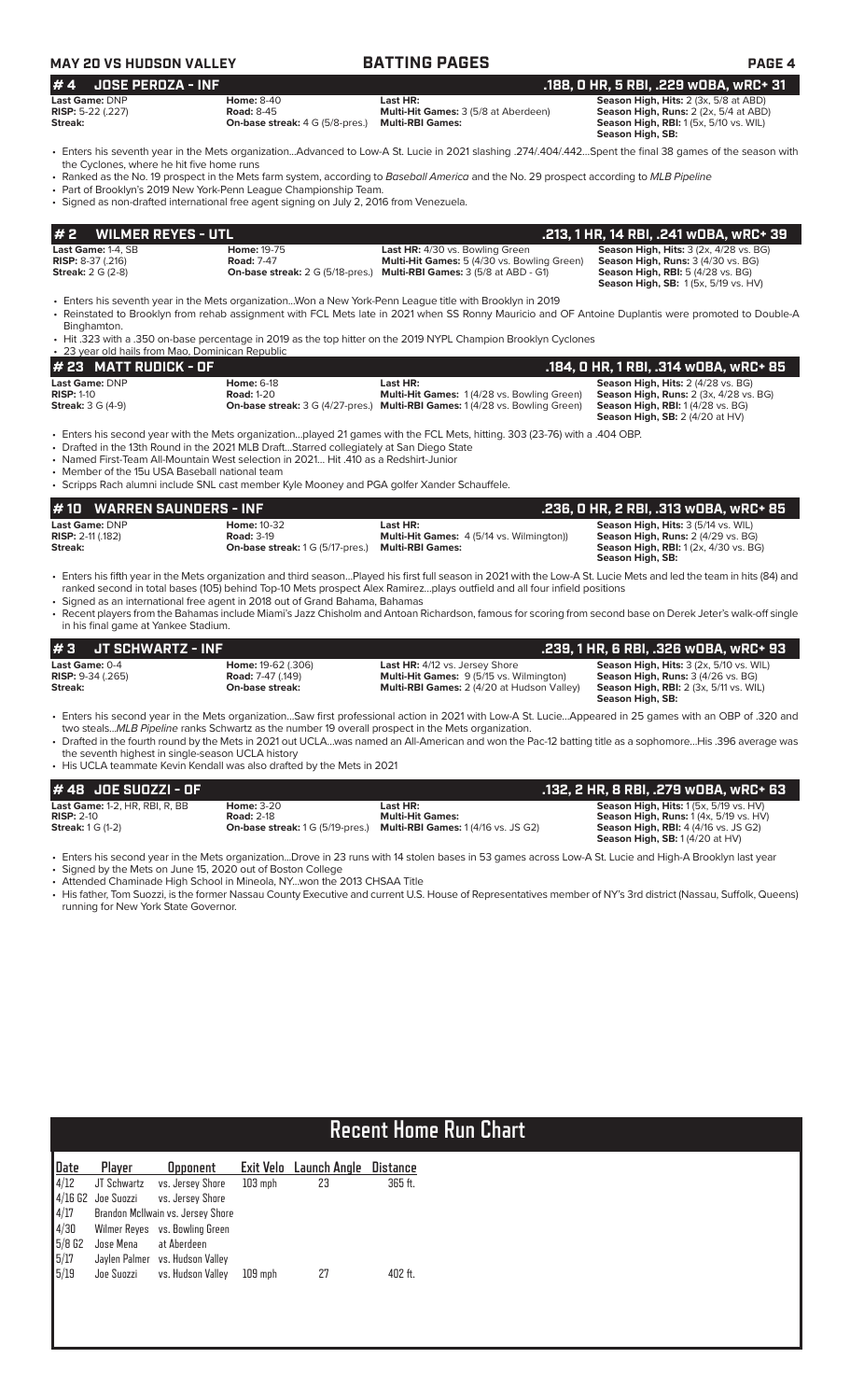**MAY 20 VS HUDSON VALLEY** | **BATTING PAGES**

## # 4 JOSE PEROZA - INF — .188, 0 HR, 5 RBI, .229 wOBA, wRC+ 31

| | | | |
|---|---|---|---|
| **Last Game:** DNP | **Home:** 8-40 | **Last HR:** | **Season High, Hits:** 2 (3x, 5/8 at ABD) |
| **RISP:** 5-22 (.227) | **Road:** 8-45 | **Multi-Hit Games:** 3 (5/8 at Aberdeen) | **Season High, Runs:** 2 (2x, 5/4 at ABD) |
| **Streak:** | **On-base streak:** 4 G (5/8-pres.) | **Multi-RBI Games:** | **Season High, RBI:** 1 (5x, 5/10 vs. WIL) |
| | | | **Season High, SB:** |

- Enters his seventh year in the Mets organization...Advanced to Low-A St. Lucie in 2021 slashing .274/.404/.442...Spent the final 38 games of the season with the Cyclones, where he hit five home runs
- Ranked as the No. 19 prospect in the Mets farm system, according to *Baseball America* and the No. 29 prospect according to *MLB Pipeline*
- Part of Brooklyn's 2019 New York-Penn League Championship Team.
- Signed as non-drafted international free agent signing on July 2, 2016 from Venezuela.

## # 2 WILMER REYES - UTL — .213, 1 HR, 14 RBI, .241 wOBA, wRC+ 39

| | | | |
|---|---|---|---|
| **Last Game:** 1-4, SB | **Home:** 19-75 | **Last HR:** 4/30 vs. Bowling Green | **Season High, Hits:** 3 (2x, 4/28 vs. BG) |
| **RISP:** 8-37 (.216) | **Road:** 7-47 | **Multi-Hit Games:** 5 (4/30 vs. Bowling Green) | **Season High, Runs:** 3 (4/30 vs. BG) |
| **Streak:** 2 G (2-8) | **On-base streak:** 2 G (5/18-pres.) | **Multi-RBI Games:** 3 (5/8 at ABD - G1) | **Season High, RBI:** 5 (4/28 vs. BG) |
| | | | **Season High, SB:** 1 (5x, 5/19 vs. HV) |

- Enters his seventh year in the Mets organization...Won a New York-Penn League title with Brooklyn in 2019
- Reinstated to Brooklyn from rehab assignment with FCL Mets late in 2021 when SS Ronny Mauricio and OF Antoine Duplantis were promoted to Double-A Binghamton.
- Hit .323 with a .350 on-base percentage in 2019 as the top hitter on the 2019 NYPL Champion Brooklyn Cyclones
- 23 year old hails from Mao, Dominican Republic

## # 23 MATT RUDICK - OF — .184, 0 HR, 1 RBI, .314 wOBA, wRC+ 85

| | | | |
|---|---|---|---|
| **Last Game:** DNP | **Home:** 6-18 | **Last HR:** | **Season High, Hits:** 2 (4/28 vs. BG) |
| **RISP:** 1-10 | **Road:** 1-20 | **Multi-Hit Games:** 1 (4/28 vs. Bowling Green) | **Season High, Runs:** 2 (3x, 4/28 vs. BG) |
| **Streak:** 3 G (4-9) | **On-base streak:** 3 G (4/27-pres.) | **Multi-RBI Games:** 1 (4/28 vs. Bowling Green) | **Season High, RBI:** 1 (4/28 vs. BG) |
| | | | **Season High, SB:** 2 (4/20 at HV) |

- Enters his second year with the Mets organization...played 21 games with the FCL Mets, hitting. 303 (23-76) with a .404 OBP.
- Drafted in the 13th Round in the 2021 MLB Draft...Starred collegiately at San Diego State
- Named First-Team All-Mountain West selection in 2021... Hit .410 as a Redshirt-Junior
- Member of the 15u USA Baseball national team
- Scripps Rach alumni include SNL cast member Kyle Mooney and PGA golfer Xander Schauffele.

## # 10 WARREN SAUNDERS - INF — .236, 0 HR, 2 RBI, .313 wOBA, wRC+ 85

| | | | |
|---|---|---|---|
| **Last Game:** DNP | **Home:** 10-32 | **Last HR:** | **Season High, Hits:** 3 (5/14 vs. WIL) |
| **RISP:** 2-11 (.182) | **Road:** 3-19 | **Multi-Hit Games:** 4 (5/14 vs. Wilmington)) | **Season High, Runs:** 2 (4/29 vs. BG) |
| **Streak:** | **On-base streak:** 1 G (5/17-pres.) | **Multi-RBI Games:** | **Season High, RBI:** 1 (2x, 4/30 vs. BG) |
| | | | **Season High, SB:** |

- Enters his fifth year in the Mets organization and third season...Played his first full season in 2021 with the Low-A St. Lucie Mets and led the team in hits (84) and ranked second in total bases (105) behind Top-10 Mets prospect Alex Ramirez...plays outfield and all four infield positions
- Signed as an international free agent in 2018 out of Grand Bahama, Bahamas
- Recent players from the Bahamas include Miami's Jazz Chisholm and Antoan Richardson, famous for scoring from second base on Derek Jeter's walk-off single in his final game at Yankee Stadium.

## # 3 JT SCHWARTZ - INF — .239, 1 HR, 6 RBI, .326 wOBA, wRC+ 93

| | | | |
|---|---|---|---|
| **Last Game:** 0-4 | **Home:** 19-62 (.306) | **Last HR:** 4/12 vs. Jersey Shore | **Season High, Hits:** 3 (2x, 5/10 vs. WIL) |
| **RISP:** 9-34 (.265) | **Road:** 7-47 (.149) | **Multi-Hit Games:** 9 (5/15 vs. Wilmington) | **Season High, Runs:** 3 (4/26 vs. BG) |
| **Streak:** | **On-base streak:** | **Multi-RBI Games:** 2 (4/20 at Hudson Valley) | **Season High, RBI:** 2 (3x, 5/11 vs. WIL) |
| | | | **Season High, SB:** |

- Enters his second year in the Mets organization...Saw first professional action in 2021 with Low-A St. Lucie...Appeared in 25 games with an OBP of .320 and two steals...*MLB Pipeline* ranks Schwartz as the number 19 overall prospect in the Mets organization.
- Drafted in the fourth round by the Mets in 2021 out UCLA...was named an All-American and won the Pac-12 batting title as a sophomore...His .396 average was the seventh highest in single-season UCLA history
- His UCLA teammate Kevin Kendall was also drafted by the Mets in 2021

## # 48 JOE SUOZZI - OF — .132, 2 HR, 8 RBI, .279 wOBA, wRC+ 63

| | | | |
|---|---|---|---|
| **Last Game:** 1-2, HR, RBI, R, BB | **Home:** 3-20 | **Last HR:** | **Season High, Hits:** 1 (5x, 5/19 vs. HV) |
| **RISP:** 2-10 | **Road:** 2-18 | **Multi-Hit Games:** | **Season High, Runs:** 1 (4x, 5/19 vs. HV) |
| **Streak:** 1 G (1-2) | **On-base streak:** 1 G (5/19-pres.) | **Multi-RBI Games:** 1 (4/16 vs. JS G2) | **Season High, RBI:** 4 (4/16 vs. JS G2) |
| | | | **Season High, SB:** 1 (4/20 at HV) |

- Enters his second year in the Mets organization...Drove in 23 runs with 14 stolen bases in 53 games across Low-A St. Lucie and High-A Brooklyn last year
- Signed by the Mets on June 15, 2020 out of Boston College
- Attended Chaminade High School in Mineola, NY...won the 2013 CHSAA Title
- His father, Tom Suozzi, is the former Nassau County Executive and current U.S. House of Representatives member of NY's 3rd district (Nassau, Suffolk, Queens) running for New York State Governor.

## Recent Home Run Chart

| Date | Player | Opponent | Exit Velo | Launch Angle | Distance |
|---|---|---|---|---|---|
| 4/12 | JT Schwartz | vs. Jersey Shore | 103 mph | 23 | 365 ft. |
| 4/16 G2 | Joe Suozzi | vs. Jersey Shore | | | |
| 4/17 | Brandon McIlwain vs. Jersey Shore | | | | |
| 4/30 | Wilmer Reyes | vs. Bowling Green | | | |
| 5/8 G2 | Jose Mena | at Aberdeen | | | |
| 5/17 | Jaylen Palmer | vs. Hudson Valley | | | |
| 5/19 | Joe Suozzi | vs. Hudson Valley | 109 mph | 27 | 402 ft. |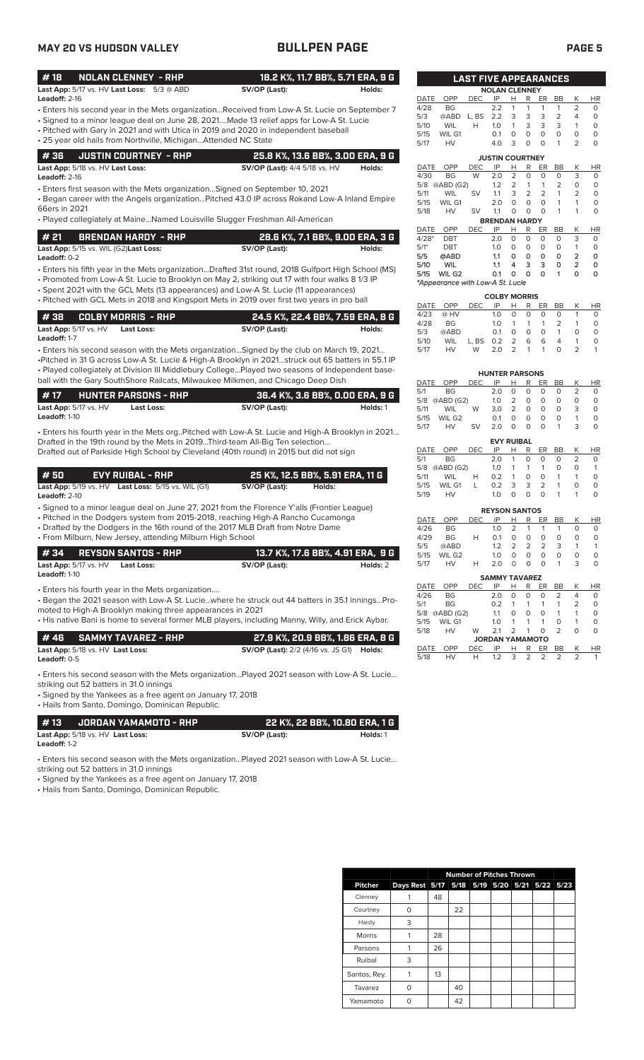## MAY 20 VS HUDSON VALLEY — BULLPEN PAGE

### #18 NOLAN CLENNEY - RHP — 18.2 K%, 11.7 BB%, 5.71 ERA, 9 G

**Last App:** 5/17 vs. HV **Last Loss:** 5/3 @ ABD **SV/OP (Last):** **Holds:**
**Leadoff:** 2-16

- Enters his second year in the Mets organization...Received from Low-A St. Lucie on September 7
- Signed to a minor league deal on June 28, 2021....Made 13 relief apps for Low-A St. Lucie
- Pitched with Gary in 2021 and with Utica in 2019 and 2020 in independent baseball
- 25 year old hails from Northville, Michigan...Attended NC State

### #36 JUSTIN COURTNEY - RHP — 25.8 K%, 13.6 BB%, 3.00 ERA, 9 G

**Last App:** 5/18 vs. HV **Last Loss:** **SV/OP (Last):** 4/4 5/18 vs. HV **Holds:**
**Leadoff:** 2-16

- Enters first season with the Mets organization...Signed on September 10, 2021
- Began career with the Angels organization...Pitched 43.0 IP across Rokand Low-A Inland Empire 66ers in 2021
- Played collegiately at Maine...Named Louisville Slugger Freshman All-American

### #21 BRENDAN HARDY - RHP — 28.6 K%, 7.1 BB%, 9.00 ERA, 3 G

**Last App:** 5/15 vs. WIL (G2) **Last Loss:** **SV/OP (Last):** **Holds:**
**Leadoff:** 0-2

- Enters his fifth year in the Mets organization...Drafted 31st round, 2018 Gulfport High School (MS)
- Promoted from Low-A St. Lucie to Brooklyn on May 2, striking out 17 with four walks 8 1/3 IP
- Spent 2021 with the GCL Mets (13 appearances) and Low-A St. Lucie (11 appearances)
- Pitched with GCL Mets in 2018 and Kingsport Mets in 2019 over first two years in pro ball

### #38 COLBY MORRIS - RHP — 24.5 K%, 22.4 BB%, 7.59 ERA, 8 G

**Last App:** 5/17 vs. HV **Last Loss:** **SV/OP (Last):** **Holds:**
**Leadoff:** 1-7

- Enters his second season with the Mets organization...Signed by the club on March 19, 2021...
- Pitched in 31 G across Low-A St. Lucie & High-A Brooklyn in 2021...struck out 65 batters in 55.1 IP
- Played collegiately at Division III Middlebury College...Played two seasons of Independent baseball with the Gary SouthShore Railcats, Milwaukee Milkmen, and Chicago Deep Dish

### #17 HUNTER PARSONS - RHP — 36.4 K%, 3.6 BB%, 0.00 ERA, 9 G

**Last App:** 5/17 vs. HV **Last Loss:** **SV/OP (Last):** **Holds:** 1
**Leadoff:** 1-10

- Enters his fourth year in the Mets org..Pitched with Low-A St. Lucie and High-A Brooklyn in 2021... Drafted in the 19th round by the Mets in 2019...Third-team All-Big Ten selection...
Drafted out of Parkside High School by Cleveland (40th round) in 2015 but did not sign

### #50 EVY RUIBAL - RHP — 25 K%, 12.5 BB%, 5.91 ERA, 11 G

**Last App:** 5/19 vs. HV **Last Loss:** 5/15 vs. WIL (G1) **SV/OP (Last):** **Holds:**
**Leadoff:** 2-10

- Signed to a minor league deal on June 27, 2021 from the Florence Y'alls (Frontier League)
- Pitched in the Dodgers system from 2015-2018, reaching High-A Rancho Cucamonga
- Drafted by the Dodgers in the 16th round of the 2017 MLB Draft from Notre Dame
- From Milburn, New Jersey, attending Milburn High School

### #34 REYSON SANTOS - RHP — 13.7 K%, 17.6 BB%, 4.91 ERA, 9 G

**Last App:** 5/17 vs. HV **Last Loss:** **SV/OP (Last):** **Holds:** 2
**Leadoff:** 1-10

- Enters his fourth year in the Mets organization....
- Began the 2021 season with Low-A St. Lucie...where he struck out 44 batters in 35.1 innings...Promoted to High-A Brooklyn making three appearances in 2021
- His native Bani is home to several former MLB players, including Manny, Willy, and Erick Aybar.

### #46 SAMMY TAVAREZ - RHP — 27.9 K%, 20.9 BB%, 1.86 ERA, 8 G

**Last App:** 5/18 vs. HV **Last Loss:** **SV/OP (Last):** 2/2 (4/16 vs. JS G1) **Holds:**
**Leadoff:** 0-5

- Enters his second season with the Mets organization...Played 2021 season with Low-A St. Lucie... striking out 52 batters in 31.0 innings
- Signed by the Yankees as a free agent on January 17, 2018
- Hails from Santo, Domingo, Dominican Republic.

### #13 JORDAN YAMAMOTO - RHP — 22 K%, 22 BB%, 10.80 ERA, 1 G

**Last App:** 5/18 vs. HV **Last Loss:** **SV/OP (Last):** **Holds:** 1
**Leadoff:** 1-2

- Enters his second season with the Mets organization...Played 2021 season with Low-A St. Lucie... striking out 52 batters in 31.0 innings
- Signed by the Yankees as a free agent on January 17, 2018
- Hails from Santo, Domingo, Dominican Republic.

## LAST FIVE APPEARANCES

### NOLAN CLENNEY

| DATE | OPP | DEC | IP | H | R | ER | BB | K | HR |
|---|---|---|---|---|---|---|---|---|---|
| 4/28 | BG | | 2.2 | 1 | 1 | 1 | 1 | 2 | 0 |
| 5/3 | @ABD | L, BS | 2.2 | 3 | 3 | 3 | 2 | 4 | 0 |
| 5/10 | WIL | H | 1.0 | 1 | 3 | 3 | 3 | 1 | 0 |
| 5/15 | WIL G1 | | 0.1 | 0 | 0 | 0 | 0 | 0 | 0 |
| 5/17 | HV | | 4.0 | 3 | 0 | 0 | 1 | 2 | 0 |

### JUSTIN COURTNEY

| DATE | OPP | DEC | IP | H | R | ER | BB | K | HR |
|---|---|---|---|---|---|---|---|---|---|
| 4/30 | BG | W | 2.0 | 2 | 0 | 0 | 0 | 3 | 0 |
| 5/8 | @ABD (G2) | | 1.2 | 2 | 1 | 1 | 2 | 0 | 0 |
| 5/11 | WIL | SV | 1.1 | 3 | 2 | 2 | 1 | 2 | 0 |
| 5/15 | WIL G1 | | 2.0 | 0 | 0 | 0 | 1 | 1 | 0 |
| 5/18 | HV | SV | 1.1 | 0 | 0 | 0 | 1 | 1 | 0 |

### BRENDAN HARDY

| DATE | OPP | DEC | IP | H | R | ER | BB | K | HR |
|---|---|---|---|---|---|---|---|---|---|
| 4/28* | DBT | | 2.0 | 0 | 0 | 0 | 0 | 3 | 0 |
| 5/1* | DBT | | 1.0 | 0 | 0 | 0 | 0 | 1 | 0 |
| 5/5 | @ABD | | 1.1 | 0 | 0 | 0 | 0 | 2 | 0 |
| 5/10 | WIL | | 1.1 | 4 | 3 | 3 | 0 | 2 | 0 |
| 5/15 | WIL G2 | | 0.1 | 0 | 0 | 0 | 1 | 0 | 0 |

*Appearance with Low-A St. Lucie

### COLBY MORRIS

| DATE | OPP | DEC | IP | H | R | ER | BB | K | HR |
|---|---|---|---|---|---|---|---|---|---|
| 4/23 | @ HV | | 1.0 | 0 | 0 | 0 | 0 | 1 | 0 |
| 4/28 | BG | | 1.0 | 1 | 1 | 1 | 2 | 1 | 0 |
| 5/3 | @ABD | | 0.1 | 0 | 0 | 0 | 1 | 0 | 0 |
| 5/10 | WIL | L, BS | 0.2 | 2 | 6 | 6 | 4 | 1 | 0 |
| 5/17 | HV | W | 2.0 | 2 | 1 | 1 | 0 | 2 | 1 |

### HUNTER PARSONS

| DATE | OPP | DEC | IP | H | R | ER | BB | K | HR |
|---|---|---|---|---|---|---|---|---|---|
| 5/1 | BG | | 2.0 | 0 | 0 | 0 | 0 | 2 | 0 |
| 5/8 | @ABD (G2) | | 1.0 | 2 | 0 | 0 | 0 | 0 | 0 |
| 5/11 | WIL | W | 3.0 | 2 | 0 | 0 | 0 | 3 | 0 |
| 5/15 | WIL G2 | | 0.1 | 0 | 0 | 0 | 0 | 1 | 0 |
| 5/17 | HV | SV | 2.0 | 0 | 0 | 0 | 1 | 3 | 0 |

### EVY RUIBAL

| DATE | OPP | DEC | IP | H | R | ER | BB | K | HR |
|---|---|---|---|---|---|---|---|---|---|
| 5/1 | BG | | 2.0 | 1 | 0 | 0 | 0 | 2 | 0 |
| 5/8 | @ABD (G2) | | 1.0 | 1 | 1 | 1 | 0 | 0 | 1 |
| 5/11 | WIL | H | 0.2 | 1 | 0 | 0 | 1 | 1 | 0 |
| 5/15 | WIL G1 | L | 0.2 | 3 | 3 | 2 | 1 | 0 | 0 |
| 5/19 | HV | | 1.0 | 0 | 0 | 0 | 1 | 1 | 0 |

### REYSON SANTOS

| DATE | OPP | DEC | IP | H | R | ER | BB | K | HR |
|---|---|---|---|---|---|---|---|---|---|
| 4/26 | BG | | 1.0 | 2 | 1 | 1 | 1 | 0 | 0 |
| 4/29 | BG | H | 0.1 | 0 | 0 | 0 | 0 | 0 | 0 |
| 5/5 | @ABD | | 1.2 | 2 | 2 | 2 | 3 | 1 | 1 |
| 5/15 | WIL G2 | | 1.0 | 0 | 0 | 0 | 0 | 0 | 0 |
| 5/17 | HV | H | 2.0 | 0 | 0 | 0 | 1 | 3 | 0 |

### SAMMY TAVAREZ

| DATE | OPP | DEC | IP | H | R | ER | BB | K | HR |
|---|---|---|---|---|---|---|---|---|---|
| 4/26 | BG | | 2.0 | 0 | 0 | 0 | 2 | 4 | 0 |
| 5/1 | BG | | 0.2 | 1 | 1 | 1 | 1 | 2 | 0 |
| 5/8 | @ABD (G2) | | 1.1 | 0 | 0 | 0 | 1 | 1 | 0 |
| 5/15 | WIL G1 | | 1.0 | 1 | 1 | 1 | 0 | 1 | 0 |
| 5/18 | HV | W | 2.1 | 2 | 1 | 0 | 2 | 0 | 0 |

### JORDAN YAMAMOTO

| DATE | OPP | DEC | IP | H | R | ER | BB | K | HR |
|---|---|---|---|---|---|---|---|---|---|
| 5/18 | HV | H | 1.2 | 3 | 2 | 2 | 2 | 2 | 1 |

## Number of Pitches Thrown

| Pitcher | Days Rest | 5/17 | 5/18 | 5/19 | 5/20 | 5/21 | 5/22 | 5/23 |
|---|---|---|---|---|---|---|---|---|
| Clenney | 1 | 48 | | | | | | |
| Courtney | 0 | | 22 | | | | | |
| Hardy | 3 | | | | | | | |
| Morris | 1 | 28 | | | | | | |
| Parsons | 1 | 26 | | | | | | |
| Ruibal | 3 | | | | | | | |
| Santos, Rey. | 1 | 13 | | | | | | |
| Tavarez | 0 | | 40 | | | | | |
| Yamamoto | 0 | | 42 | | | | | |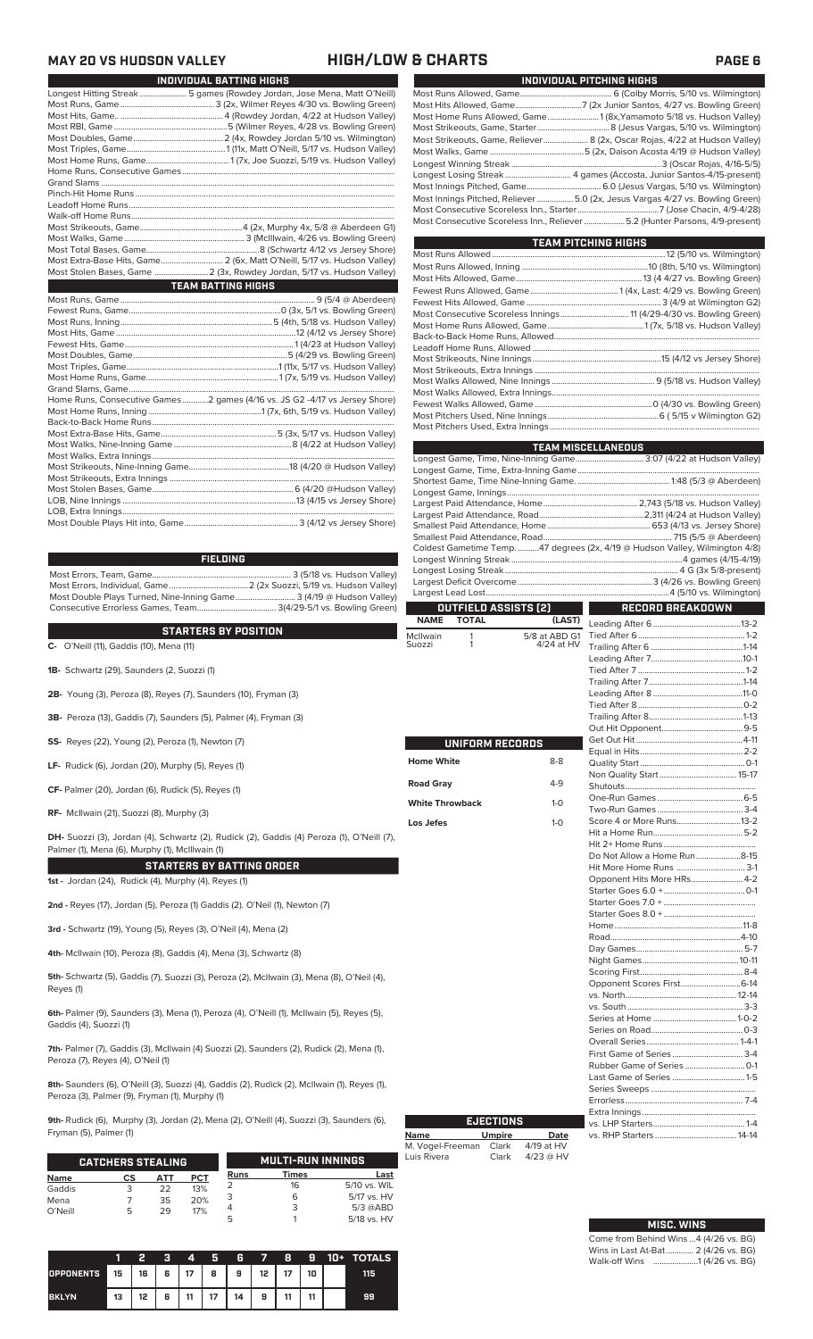# MAY 20 VS HUDSON VALLEY — HIGH/LOW & CHARTS

## INDIVIDUAL BATTING HIGHS

| | |
|---|---|
| Longest Hitting Streak | 5 games (Rowdey Jordan, Jose Mena, Matt O'Neill) |
| Most Runs, Game | 3 (2x, Wilmer Reyes 4/30 vs. Bowling Green) |
| Most Hits, Game. | 4 (Rowdey Jordan, 4/22 at Hudson Valley) |
| Most RBI, Game | 5 (Wilmer Reyes, 4/28 vs. Bowling Green) |
| Most Doubles, Game | 2 (4x, Rowdey Jordan 5/10 vs. Wilmington) |
| Most Triples, Game | 1 (11x, Matt O'Neill, 5/17 vs. Hudson Valley) |
| Most Home Runs, Game | 1 (7x, Joe Suozzi, 5/19 vs. Hudson Valley) |
| Home Runs, Consecutive Games | |
| Grand Slams | |
| Pinch-Hit Home Runs | |
| Leadoff Home Runs | |
| Walk-off Home Runs | |
| Most Strikeouts, Game | 4 (2x, Murphy 4x, 5/8 @ Aberdeen G1) |
| Most Walks, Game | 3 (McIlwain, 4/26 vs. Bowling Green) |
| Most Total Bases, Game | 8 (Schwartz 4/12 vs Jersey Shore) |
| Most Extra-Base Hits, Game | 2 (6x, Matt O'Neill, 5/17 vs. Hudson Valley) |
| Most Stolen Bases, Game | 2 (3x, Rowdey Jordan, 5/17 vs. Hudson Valley) |

## TEAM BATTING HIGHS

| | |
|---|---|
| Most Runs, Game | 9 (5/4 @ Aberdeen) |
| Fewest Runs, Game | 0 (3x, 5/1 vs. Bowling Green) |
| Most Runs, Inning | 5 (4th, 5/18 vs. Hudson Valley) |
| Most Hits, Game | 12 (4/12 vs Jersey Shore) |
| Fewest Hits, Game | 1 (4/23 at Hudson Valley) |
| Most Doubles, Game | 5 (4/29 vs. Bowling Green) |
| Most Triples, Game | 1 (11x, 5/17 vs. Hudson Valley) |
| Most Home Runs, Game | 1 (7x, 5/19 vs. Hudson Valley) |
| Grand Slams, Game | |
| Home Runs, Consecutive Games | 2 games (4/16 vs. JS G2 -4/17 vs Jersey Shore) |
| Most Home Runs, Inning | 1 (7x, 6th, 5/19 vs. Hudson Valley) |
| Back-to-Back Home Runs | |
| Most Extra-Base Hits, Game | 5 (3x, 5/17 vs. Hudson Valley) |
| Most Walks, Nine-Inning Game | 8 (4/22 at Hudson Valley) |
| Most Walks, Extra Innings | |
| Most Strikeouts, Nine-Inning Game | 18 (4/20 @ Hudson Valley) |
| Most Strikeouts, Extra Innings | |
| Most Stolen Bases, Game | 6 (4/20 @Hudson Valley) |
| LOB, Nine Innings | 13 (4/15 vs Jersey Shore) |
| LOB, Extra Innings | |
| Most Double Plays Hit into, Game | 3 (4/12 vs Jersey Shore) |

## FIELDING

| | |
|---|---|
| Most Errors, Team, Game | 3 (5/18 vs. Hudson Valley) |
| Most Errors, Individual, Game | 2 (2x Suozzi, 5/19 vs. Hudson Valley) |
| Most Double Plays Turned, Nine-Inning Game | 3 (4/19 @ Hudson Valley) |
| Consecutive Errorless Games, Team | 3(4/29-5/1 vs. Bowling Green) |

## STARTERS BY POSITION

**C-** O'Neill (11), Gaddis (10), Mena (11)

**1B-** Schwartz (29), Saunders (2, Suozzi (1)

**2B-** Young (3), Peroza (8), Reyes (7), Saunders (10), Fryman (3)

**3B-** Peroza (13), Gaddis (7), Saunders (5), Palmer (4), Fryman (3)

**SS-** Reyes (22), Young (2), Peroza (1), Newton (7)

**LF-** Rudick (6), Jordan (20), Murphy (5), Reyes (1)

**CF-** Palmer (20), Jordan (6), Rudick (5), Reyes (1)

**RF-** McIlwain (21), Suozzi (8), Murphy (3)

**DH-** Suozzi (3), Jordan (4), Schwartz (2), Rudick (2), Gaddis (4) Peroza (1), O'Neill (7), Palmer (1), Mena (6), Murphy (1), McIllwain (1)

## STARTERS BY BATTING ORDER

**1st -** Jordan (24), Rudick (4), Murphy (4), Reyes (1)

**2nd -** Reyes (17), Jordan (5), Peroza (1) Gaddis (2). O'Neil (1), Newton (7)

**3rd -** Schwartz (19), Young (5), Reyes (3), O'Neil (4), Mena (2)

**4th-** McIlwain (10), Peroza (8), Gaddis (4), Mena (3), Schwartz (8)

**5th-** Schwartz (5), Gaddis (7), Suozzi (3), Peroza (2), McIlwain (3), Mena (8), O'Neil (4), Reyes (1)

**6th-** Palmer (9), Saunders (3), Mena (1), Peroza (4), O'Neill (1), McIlwain (5), Reyes (5), Gaddis (4), Suozzi (1)

**7th-** Palmer (7), Gaddis (3), McIlwain (4) Suozzi (2), Saunders (2), Rudick (2), Mena (1), Peroza (7), Reyes (4), O'Neil (1)

**8th-** Saunders (6), O'Neill (3), Suozzi (4), Gaddis (2), Rudick (2), McIlwain (1), Reyes (1), Peroza (3), Palmer (1), Fryman (1), Murphy (1)

**9th-** Rudick (6), Murphy (3), Jordan (2), Mena (2), O'Neill (4), Suozzi (3), Saunders (6), Fryman (5), Palmer (1)

## CATCHERS STEALING

| Name | CS | ATT | PCT |
|---|---|---|---|
| Gaddis | 3 | 22 | 13% |
| Mena | 7 | 35 | 20% |
| O'Neill | 5 | 29 | 17% |

## MULTI-RUN INNINGS

| Runs | Times | Last |
|---|---|---|
| 2 | 16 | 5/10 vs. WIL |
| 3 | 6 | 5/17 vs. HV |
| 4 | 3 | 5/3 @ABD |
| 5 | 1 | 5/18 vs. HV |

| | 1 | 2 | 3 | 4 | 5 | 6 | 7 | 8 | 9 | 10+ | TOTALS |
|---|---|---|---|---|---|---|---|---|---|---|---|
| OPPONENTS | 15 | 16 | 6 | 17 | 8 | 9 | 12 | 17 | 10 | | 115 |
| BKLYN | 13 | 12 | 6 | 11 | 17 | 14 | 9 | 11 | 11 | | 99 |

## INDIVIDUAL PITCHING HIGHS

| | |
|---|---|
| Most Runs Allowed, Game | 6 (Colby Morris, 5/10 vs. Wilmington) |
| Most Hits Allowed, Game | 7 (2x Junior Santos, 4/27 vs. Bowling Green) |
| Most Home Runs Allowed, Game | 1 (8x,Yamamoto 5/18 vs. Hudson Valley) |
| Most Strikeouts, Game, Starter | 8 (Jesus Vargas, 5/10 vs. Wilmington) |
| Most Strikeouts, Game, Reliever | 8 (2x, Oscar Rojas, 4/22 at Hudson Valley) |
| Most Walks, Game | 5 (2x, Daison Acosta 4/19 @ Hudson Valley) |
| Longest Winning Streak | 3 (Oscar Rojas, 4/16-5/5) |
| Longest Losing Streak | 4 games (Accosta, Junior Santos-4/15-present) |
| Most Innings Pitched, Game | 6.0 (Jesus Vargas, 5/10 vs. Wilmington) |
| Most Innings Pitched, Reliever | 5.0 (2x, Jesus Vargas 4/27 vs. Bowling Green) |
| Most Consecutive Scoreless Inn., Starter | 7 (Jose Chacin, 4/9-4/28) |
| Most Consecutive Scoreless Inn., Reliever | 5.2 (Hunter Parsons, 4/9-present) |

## TEAM PITCHING HIGHS

| | |
|---|---|
| Most Runs Allowed | 12 (5/10 vs. Wilmington) |
| Most Runs Allowed, Inning | 10 (8th, 5/10 vs. Wilmington) |
| Most Hits Allowed, Game | 13 (4 4/27 vs. Bowling Green) |
| Fewest Runs Allowed, Game | 1 (4x, Last: 4/29 vs. Bowling Green) |
| Fewest Hits Allowed, Game | 3 (4/9 at Wilmington G2) |
| Most Consecutive Scoreless Innings | 11 (4/29-4/30 vs. Bowling Green) |
| Most Home Runs Allowed, Game | 1 (7x, 5/18 vs. Hudson Valley) |
| Back-to-Back Home Runs, Allowed | |
| Leadoff Home Runs, Allowed | |
| Most Strikeouts, Nine Innings | 15 (4/12 vs Jersey Shore) |
| Most Strikeouts, Extra Innings | |
| Most Walks Allowed, Nine Innings | 9 (5/18 vs. Hudson Valley) |
| Most Walks Allowed, Extra Innings | |
| Fewest Walks Allowed, Game | 0 (4/30 vs. Bowling Green) |
| Most Pitchers Used, Nine Innings | 6 ( 5/15 v Wilmington G2) |
| Most Pitchers Used, Extra Innings | |

## TEAM MISCELLANEOUS

| | |
|---|---|
| Longest Game, Time, Nine-Inning Game | 3:07 (4/22 at Hudson Valley) |
| Longest Game, Time, Extra-Inning Game | |
| Shortest Game, Time Nine-Inning Game. | 1:48 (5/3 @ Aberdeen) |
| Longest Game, Innings | |
| Largest Paid Attendance, Home | 2,743 (5/18 vs. Hudson Valley) |
| Largest Paid Attendance, Road | 2,311 (4/24 at Hudson Valley) |
| Smallest Paid Attendance, Home | 653 (4/13 vs. Jersey Shore) |
| Smallest Paid Attendance, Road | 715 (5/5 @ Aberdeen) |
| Coldest Gametime Temp. | 47 degrees (2x, 4/19 @ Hudson Valley, Wilmington 4/8) |
| Longest Winning Streak | 4 games (4/15-4/19) |
| Longest Losing Streak | 4 G (3x 5/8-present) |
| Largest Deficit Overcome | 3 (4/26 vs. Bowling Green) |
| Largest Lead Lost | 4 (5/10 vs. Wilmington) |

## OUTFIELD ASSISTS (2)

| NAME | TOTAL | (LAST) |
|---|---|---|
| McIlwain | 1 | 5/8 at ABD G1 |
| Suozzi | 1 | 4/24 at HV |

## UNIFORM RECORDS

| | |
|---|---|
| Home White | 8-8 |
| Road Gray | 4-9 |
| White Throwback | 1-0 |
| Los Jefes | 1-0 |

## EJECTIONS

| Name | Umpire | Date |
|---|---|---|
| M. Vogel-Freeman | Clark | 4/19 at HV |
| Luis Rivera | Clark | 4/23 @ HV |

## RECORD BREAKDOWN

| | |
|---|---|
| Leading After 6 | 13-2 |
| Tied After 6 | 1-2 |
| Trailing After 6 | 1-14 |
| Leading After 7 | 10-1 |
| Tied After 7 | 1-2 |
| Trailing After 7 | 1-14 |
| Leading After 8 | 11-0 |
| Tied After 8 | 0-2 |
| Trailing After 8 | 1-13 |
| Out Hit Opponent | 9-5 |
| Get Out Hit | 4-11 |
| Equal in Hits | 2-2 |
| Quality Start | 0-1 |
| Non Quality Start | 15-17 |
| Shutouts | |
| One-Run Games | 6-5 |
| Two-Run Games | 3-4 |
| Score 4 or More Runs | 13-2 |
| Hit a Home Run | 5-2 |
| Hit 2+ Home Runs | |
| Do Not Allow a Home Run | 8-15 |
| Hit More Home Runs | 3-1 |
| Opponent Hits More HRs | 4-2 |
| Starter Goes 6.0 + | 0-1 |
| Starter Goes 7.0 + | |
| Starter Goes 8.0 + | |
| Home | 11-8 |
| Road | 4-10 |
| Day Games | 5-7 |
| Night Games | 10-11 |
| Scoring First | 8-4 |
| Opponent Scores First | 6-14 |
| vs. North | 12-14 |
| vs. South | 3-3 |
| Series at Home | 1-0-2 |
| Series on Road | 0-3 |
| Overall Series | 1-4-1 |
| First Game of Series | 3-4 |
| Rubber Game of Series | 0-1 |
| Last Game of Series | 1-5 |
| Series Sweeps | |
| Errorless | 7-4 |
| Extra Innings | |
| vs. LHP Starters | 1-4 |
| vs. RHP Starters | 14-14 |

## MISC. WINS

| | |
|---|---|
| Come from Behind Wins | 4 (4/26 vs. BG) |
| Wins in Last At-Bat | 2 (4/26 vs. BG) |
| Walk-off Wins | 1 (4/26 vs. BG) |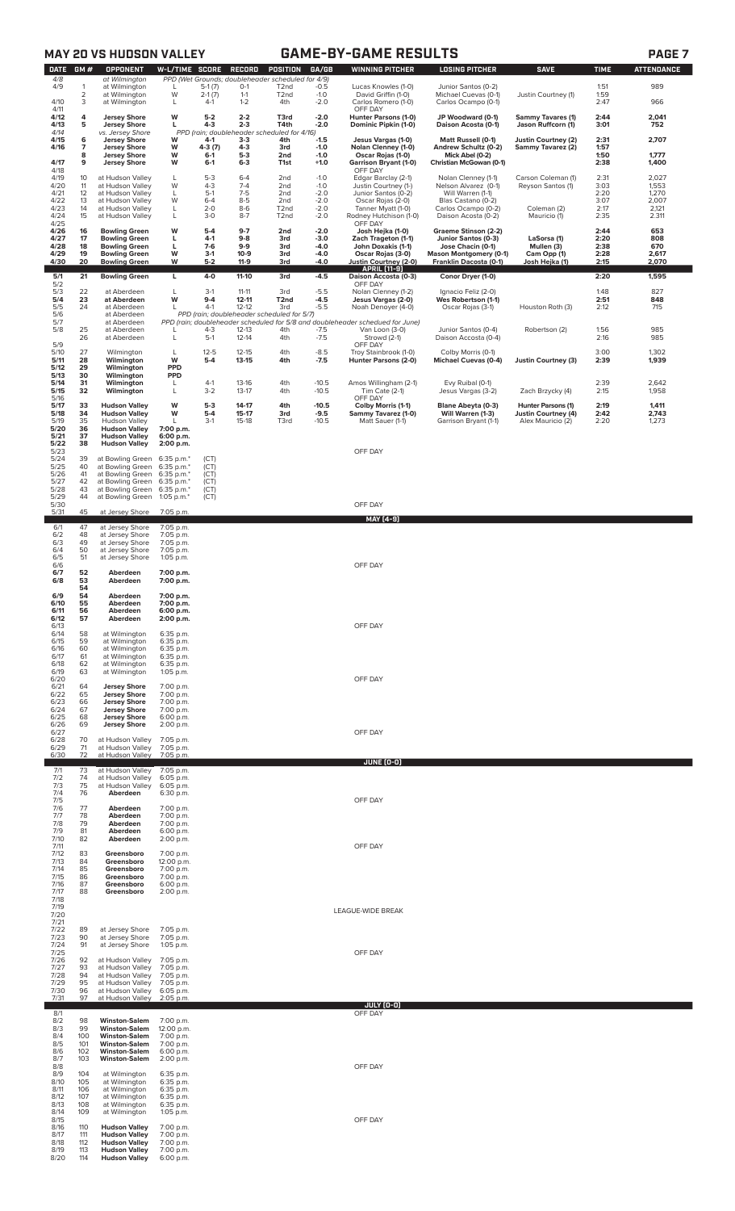# MAY 20 VS HUDSON VALLEY — GAME-BY-GAME RESULTS

| DATE | GM # | OPPONENT | W-L/TIME | SCORE | RECORD | POSITION | GA/GB | WINNING PITCHER | LOSING PITCHER | SAVE | TIME | ATTENDANCE |
|---|---|---|---|---|---|---|---|---|---|---|---|---|
| 4/8 | | at Wilmington | PPD (Wet Grounds; doubleheader scheduled for 4/9) | | | | | | | | | |
| 4/9 | 1 | at Wilmington | L | 5-1 (7) | 0-1 | T2nd | -0.5 | Lucas Knowles (1-0) | Junior Santos (0-2) | | 1:51 | 989 |
| | 2 | at Wilmington | W | 2-1 (7) | 1-1 | T2nd | -1.0 | David Griffin (1-0) | Michael Cuevas (0-1) | Justin Courtney (1) | 1:59 | |
| 4/10 | 3 | at Wilmington | L | 4-1 | 1-2 | 4th | -2.0 | Carlos Romero (1-0) | Carlos Ocampo (0-1) | | 2:47 | 966 |
| 4/11 | | | | | | | | OFF DAY | | | | |
| **4/12** | **4** | **Jersey Shore** | **W** | **5-2** | **2-2** | **T3rd** | **-2.0** | **Hunter Parsons (1-0)** | **JP Woodward (0-1)** | **Sammy Tavares (1)** | **2:44** | **2,041** |
| **4/13** | **5** | **Jersey Shore** | **L** | **4-3** | **2-3** | **T4th** | **-2.0** | **Dominic Pipkin (1-0)** | **Daison Acosta (0-1)** | **Jason Ruffcorn (1)** | **3:01** | **752** |
| 4/14 | | vs. Jersey Shore | PPD (rain; doubleheader scheduled for 4/16) | | | | | | | | | |
| **4/15** | **6** | **Jersey Shore** | **W** | **4-1** | **3-3** | **4th** | **-1.5** | **Jesus Vargas (1-0)** | **Matt Russell (0-1)** | **Justin Courtney (2)** | **2:31** | **2,707** |
| **4/16** | **7** | **Jersey Shore** | **W** | **4-3 (7)** | **4-3** | **3rd** | **-1.0** | **Nolan Clenney (1-0)** | **Andrew Schultz (0-2)** | **Sammy Tavarez (2)** | **1:57** | |
| | **8** | **Jersey Shore** | **W** | **6-1** | **5-3** | **2nd** | **-1.0** | **Oscar Rojas (1-0)** | **Mick Abel (0-2)** | | **1:50** | **1,777** |
| **4/17** | **9** | **Jersey Shore** | **W** | **6-1** | **6-3** | **T1st** | **+1.0** | **Garrison Bryant (1-0)** | **Christian McGowan (0-1)** | | **2:38** | **1,400** |
| 4/18 | | | | | | | | OFF DAY | | | | |
| 4/19 | 10 | at Hudson Valley | L | 5-3 | 6-4 | 2nd | -1.0 | Edgar Barclay (2-1) | Nolan Clenney (1-1) | Carson Coleman (1) | 2:31 | 2,027 |
| 4/20 | 11 | at Hudson Valley | W | 4-3 | 7-4 | 2nd | -1.0 | Justin Courtney (1-) | Nelson Alvarez (0-1) | Reyson Santos (1) | 3:03 | 1,553 |
| 4/21 | 12 | at Hudson Valley | L | 5-1 | 7-5 | 2nd | -2.0 | Junior Santos (0-2) | Will Warren (1-1) | | 2:20 | 1,270 |
| 4/22 | 13 | at Hudson Valley | W | 6-4 | 8-5 | 2nd | -2.0 | Oscar Rojas (2-0) | Blas Castano (0-2) | | 3:07 | 2,007 |
| 4/23 | 14 | at Hudson Valley | L | 2-0 | 8-6 | T2nd | -2.0 | Tanner Myatt (1-0) | Carlos Ocampo (0-2) | Coleman (2) | 2:17 | 2,121 |
| 4/24 | 15 | at Hudson Valley | L | 3-0 | 8-7 | T2nd | -2.0 | Rodney Hutchison (1-0) | Daison Acosta (0-2) | Mauricio (1) | 2:35 | 2,311 |
| 4/25 | | | | | | | | OFF DAY | | | | |
| **4/26** | **16** | **Bowling Green** | **W** | **5-4** | **9-7** | **2nd** | **-2.0** | **Josh Hejka (1-0)** | **Graeme Stinson (2-2)** | | **2:44** | **653** |
| **4/27** | **17** | **Bowling Green** | **L** | **4-1** | **9-8** | **3rd** | **-3.0** | **Zach Trageton (1-1)** | **Junior Santos (0-3)** | **LaSorsa (1)** | **2:20** | **808** |
| **4/28** | **18** | **Bowling Green** | **L** | **7-6** | **9-9** | **3rd** | **-4.0** | **John Doxakis (1-1)** | **Jose Chacin (0-1)** | **Mullen (3)** | **2:38** | **670** |
| **4/29** | **19** | **Bowling Green** | **W** | **3-1** | **10-9** | **3rd** | **-4.0** | **Oscar Rojas (3-0)** | **Mason Montgomery (0-1)** | **Cam Opp (1)** | **2:28** | **2,617** |
| **4/30** | **20** | **Bowling Green** | **W** | **5-2** | **11-9** | **3rd** | **-4.0** | **Justin Courtney (2-0)** | **Franklin Dacosta (0-1)** | **Josh Hejka (1)** | **2:15** | **2,070** |
| | | | | | | | | **APRIL (11-9)** | | | | |
| **5/1** | **21** | **Bowling Green** | **L** | **4-0** | **11-10** | **3rd** | **-4.5** | **Daison Accosta (0-3)** | **Conor Dryer (1-0)** | | **2:20** | **1,595** |
| 5/2 | | | | | | | | OFF DAY | | | | |
| 5/3 | 22 | at Aberdeen | L | 3-1 | 11-11 | 3rd | -5.5 | Nolan Clenney (1-2) | Ignacio Feliz (2-0) | | 1:48 | 827 |
| **5/4** | **23** | **at Aberdeen** | **W** | **9-4** | **12-11** | **T2nd** | **-4.5** | **Jesus Vargas (2-0)** | **Wes Robertson (1-1)** | | **2:51** | **848** |
| 5/5 | 24 | at Aberdeen | L | 4-1 | 12-12 | 3rd | -5.5 | Noah Denoyer (4-0) | Oscar Rojas (3-1) | Houston Roth (3) | 2:12 | 715 |
| 5/6 | | at Aberdeen | PPD (rain; doubleheader scheduled for 5/7) | | | | | | | | | |
| 5/7 | | at Aberdeen | PPD (rain; doubleheader scheduled for 5/8 and doubleheader scheduled for June) | | | | | | | | | |
| 5/8 | 25 | at Aberdeen | L | 4-3 | 12-13 | 4th | -7.5 | Van Loon (3-0) | Junior Santos (0-4) | Robertson (2) | 1:56 | 985 |
| | 26 | at Aberdeen | L | 5-1 | 12-14 | 4th | -7.5 | Strowd (2-1) | Daison Accosta (0-4) | | 2:16 | 985 |
| 5/9 | | | | | | | | OFF DAY | | | | |
| 5/10 | 27 | Wilmington | L | 12-5 | 12-15 | 4th | -8.5 | Troy Stainbrook (1-0) | Colby Morris (0-1) | | 3:00 | 1,302 |
| **5/11** | **28** | **Wilmington** | **W** | **5-4** | **13-15** | **4th** | **-7.5** | **Hunter Parsons (2-0)** | **Michael Cuevas (0-4)** | **Justin Courtney (3)** | **2:39** | **1,939** |
| **5/12** | **29** | **Wilmington** | **PPD** | | | | | | | | | |
| **5/13** | **30** | **Wilmington** | **PPD** | | | | | | | | | |
| 5/14 | 31 | Wilmington | L | 4-1 | 13-16 | 4th | -10.5 | Amos Willingham (2-1) | Evy Ruibal (0-1) | | 2:39 | 2,642 |
| 5/15 | 32 | Wilmington | L | 3-2 | 13-17 | 4th | -10.5 | Tim Cate (2-1) | Jesus Vargas (3-2) | Zach Brzycky (4) | 2:15 | 1,958 |
| 5/16 | | | | | | | | OFF DAY | | | | |
| **5/17** | **33** | **Hudson Valley** | **W** | **5-3** | **14-17** | **4th** | **-10.5** | **Colby Morris (1-1)** | **Blane Abeyta (0-3)** | **Hunter Parsons (1)** | **2:19** | **1,411** |
| **5/18** | **34** | **Hudson Valley** | **W** | **5-4** | **15-17** | **3rd** | **-9.5** | **Sammy Tavarez (1-0)** | **Will Warren (1-3)** | **Justin Courtney (4)** | **2:42** | **2,743** |
| 5/19 | 35 | Hudson Valley | L | 3-1 | 15-18 | T3rd | -10.5 | Matt Sauer (1-1) | Garrison Bryant (1-1) | Alex Mauricio (2) | 2:20 | 1,273 |
| **5/20** | **36** | **Hudson Valley** | **7:00 p.m.** | | | | | | | | | |
| **5/21** | **37** | **Hudson Valley** | **6:00 p.m.** | | | | | | | | | |
| **5/22** | **38** | **Hudson Valley** | **2:00 p.m.** | | | | | | | | | |
| 5/23 | | | | | | | | OFF DAY | | | | |
| 5/24 | 39 | at Bowling Green | 6:35 p.m.* | (CT) | | | | | | | | |
| 5/25 | 40 | at Bowling Green | 6:35 p.m.* | (CT) | | | | | | | | |
| 5/26 | 41 | at Bowling Green | 6:35 p.m.* | (CT) | | | | | | | | |
| 5/27 | 42 | at Bowling Green | 6:35 p.m.* | (CT) | | | | | | | | |
| 5/28 | 43 | at Bowling Green | 6:35 p.m.* | (CT) | | | | | | | | |
| 5/29 | 44 | at Bowling Green | 1:05 p.m.* | (CT) | | | | | | | | |
| 5/30 | | | | | | | | OFF DAY | | | | |
| 5/31 | 45 | at Jersey Shore | 7:05 p.m. | | | | | | | | | |
| | | | | | | | | **MAY (4-9)** | | | | |
| 6/1 | 47 | at Jersey Shore | 7:05 p.m. | | | | | | | | | |
| 6/2 | 48 | at Jersey Shore | 7:05 p.m. | | | | | | | | | |
| 6/3 | 49 | at Jersey Shore | 7:05 p.m. | | | | | | | | | |
| 6/4 | 50 | at Jersey Shore | 7:05 p.m. | | | | | | | | | |
| 6/5 | 51 | at Jersey Shore | 1:05 p.m. | | | | | | | | | |
| 6/6 | | | | | | | | OFF DAY | | | | |
| **6/7** | **52** | **Aberdeen** | **7:00 p.m.** | | | | | | | | | |
| **6/8** | **53** | **Aberdeen** | **7:00 p.m.** | | | | | | | | | |
| | **54** | | | | | | | | | | | |
| **6/9** | **54** | **Aberdeen** | **7:00 p.m.** | | | | | | | | | |
| **6/10** | **55** | **Aberdeen** | **7:00 p.m.** | | | | | | | | | |
| **6/11** | **56** | **Aberdeen** | **6:00 p.m.** | | | | | | | | | |
| **6/12** | **57** | **Aberdeen** | **2:00 p.m.** | | | | | | | | | |
| 6/13 | | | | | | | | OFF DAY | | | | |
| 6/14 | 58 | at Wilmington | 6:35 p.m. | | | | | | | | | |
| 6/15 | 59 | at Wilmington | 6:35 p.m. | | | | | | | | | |
| 6/16 | 60 | at Wilmington | 6:35 p.m. | | | | | | | | | |
| 6/17 | 61 | at Wilmington | 6:35 p.m. | | | | | | | | | |
| 6/18 | 62 | at Wilmington | 6:35 p.m. | | | | | | | | | |
| 6/19 | 63 | at Wilmington | 1:05 p.m. | | | | | | | | | |
| 6/20 | | | | | | | | OFF DAY | | | | |
| 6/21 | 64 | **Jersey Shore** | 7:00 p.m. | | | | | | | | | |
| 6/22 | 65 | **Jersey Shore** | 7:00 p.m. | | | | | | | | | |
| 6/23 | 66 | **Jersey Shore** | 7:00 p.m. | | | | | | | | | |
| 6/24 | 67 | **Jersey Shore** | 7:00 p.m. | | | | | | | | | |
| 6/25 | 68 | **Jersey Shore** | 6:00 p.m. | | | | | | | | | |
| 6/26 | 69 | **Jersey Shore** | 2:00 p.m. | | | | | | | | | |
| 6/27 | | | | | | | | OFF DAY | | | | |
| 6/28 | 70 | at Hudson Valley | 7:05 p.m. | | | | | | | | | |
| 6/29 | 71 | at Hudson Valley | 7:05 p.m. | | | | | | | | | |
| 6/30 | 72 | at Hudson Valley | 7:05 p.m. | | | | | | | | | |
| | | | | | | | | **JUNE (0-0)** | | | | |
| 7/1 | 73 | at Hudson Valley | 7:05 p.m. | | | | | | | | | |
| 7/2 | 74 | at Hudson Valley | 6:05 p.m. | | | | | | | | | |
| 7/3 | 75 | at Hudson Valley | 6:05 p.m. | | | | | | | | | |
| 7/4 | 76 | **Aberdeen** | 6:30 p.m. | | | | | | | | | |
| 7/5 | | | | | | | | OFF DAY | | | | |
| 7/6 | 77 | **Aberdeen** | 7:00 p.m. | | | | | | | | | |
| 7/7 | 78 | **Aberdeen** | 7:00 p.m. | | | | | | | | | |
| 7/8 | 79 | **Aberdeen** | 7:00 p.m. | | | | | | | | | |
| 7/9 | 81 | **Aberdeen** | 6:00 p.m. | | | | | | | | | |
| 7/10 | 82 | **Aberdeen** | 2:00 p.m. | | | | | | | | | |
| 7/11 | | | | | | | | OFF DAY | | | | |
| 7/12 | 83 | **Greensboro** | 7:00 p.m. | | | | | | | | | |
| 7/13 | 84 | **Greensboro** | 12:00 p.m. | | | | | | | | | |
| 7/14 | 85 | **Greensboro** | 7:00 p.m. | | | | | | | | | |
| 7/15 | 86 | **Greensboro** | 7:00 p.m. | | | | | | | | | |
| 7/16 | 87 | **Greensboro** | 6:00 p.m. | | | | | | | | | |
| 7/17 | 88 | **Greensboro** | 2:00 p.m. | | | | | | | | | |
| 7/18 | | | | | | | | | | | | |
| 7/19 | | | | | | | | | | | | |
| 7/20 | | | | | | | | LEAGUE-WIDE BREAK | | | | |
| 7/21 | | | | | | | | | | | | |
| 7/22 | 89 | at Jersey Shore | 7:05 p.m. | | | | | | | | | |
| 7/23 | 90 | at Jersey Shore | 7:05 p.m. | | | | | | | | | |
| 7/24 | 91 | at Jersey Shore | 1:05 p.m. | | | | | | | | | |
| 7/25 | | | | | | | | OFF DAY | | | | |
| 7/26 | 92 | at Hudson Valley | 7:05 p.m. | | | | | | | | | |
| 7/27 | 93 | at Hudson Valley | 7:05 p.m. | | | | | | | | | |
| 7/28 | 94 | at Hudson Valley | 7:05 p.m. | | | | | | | | | |
| 7/29 | 95 | at Hudson Valley | 7:05 p.m. | | | | | | | | | |
| 7/30 | 96 | at Hudson Valley | 6:05 p.m. | | | | | | | | | |
| 7/31 | 97 | at Hudson Valley | 2:05 p.m. | | | | | | | | | |
| | | | | | | | | **JULY (0-0)** | | | | |
| 8/1 | | | | | | | | OFF DAY | | | | |
| 8/2 | 98 | **Winston-Salem** | 7:00 p.m. | | | | | | | | | |
| 8/3 | 99 | **Winston-Salem** | 12:00 p.m. | | | | | | | | | |
| 8/4 | 100 | **Winston-Salem** | 7:00 p.m. | | | | | | | | | |
| 8/5 | 101 | **Winston-Salem** | 7:00 p.m. | | | | | | | | | |
| 8/6 | 102 | **Winston-Salem** | 6:00 p.m. | | | | | | | | | |
| 8/7 | 103 | **Winston-Salem** | 2:00 p.m. | | | | | | | | | |
| 8/8 | | | | | | | | OFF DAY | | | | |
| 8/9 | 104 | at Wilmington | 6:35 p.m. | | | | | | | | | |
| 8/10 | 105 | at Wilmington | 6:35 p.m. | | | | | | | | | |
| 8/11 | 106 | at Wilmington | 6:35 p.m. | | | | | | | | | |
| 8/12 | 107 | at Wilmington | 6:35 p.m. | | | | | | | | | |
| 8/13 | 108 | at Wilmington | 6:35 p.m. | | | | | | | | | |
| 8/14 | 109 | at Wilmington | 1:05 p.m. | | | | | | | | | |
| 8/15 | | | | | | | | OFF DAY | | | | |
| 8/16 | 110 | **Hudson Valley** | 7:00 p.m. | | | | | | | | | |
| 8/17 | 111 | **Hudson Valley** | 7:00 p.m. | | | | | | | | | |
| 8/18 | 112 | **Hudson Valley** | 7:00 p.m. | | | | | | | | | |
| 8/19 | 113 | **Hudson Valley** | 7:00 p.m. | | | | | | | | | |
| 8/20 | 114 | **Hudson Valley** | 6:00 p.m. | | | | | | | | | |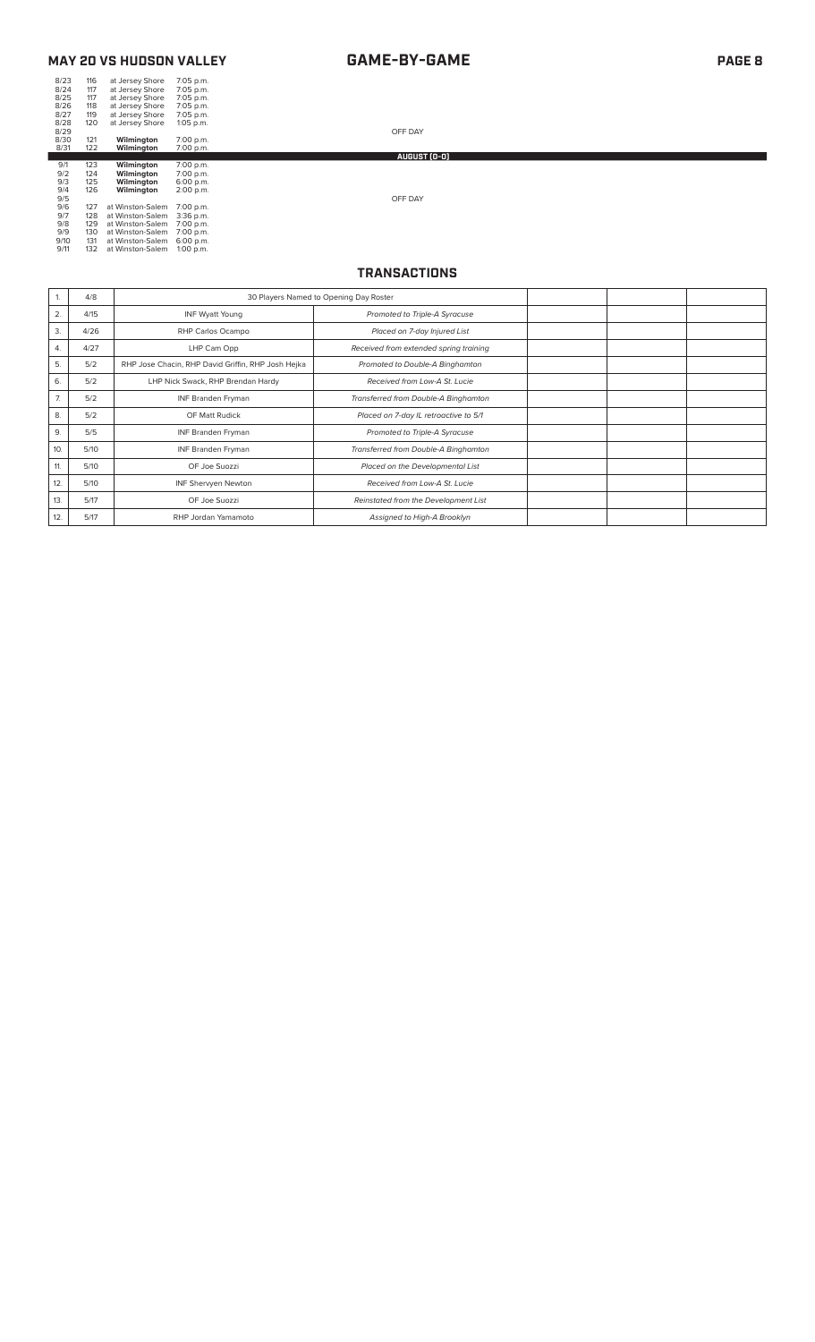## MAY 20 VS HUDSON VALLEY — GAME-BY-GAME

| | | | | |
|---|---|---|---|---|
| 8/23 | 116 | at Jersey Shore | 7:05 p.m. | |
| 8/24 | 117 | at Jersey Shore | 7:05 p.m. | |
| 8/25 | 117 | at Jersey Shore | 7:05 p.m. | |
| 8/26 | 118 | at Jersey Shore | 7:05 p.m. | |
| 8/27 | 119 | at Jersey Shore | 7:05 p.m. | |
| 8/28 | 120 | at Jersey Shore | 1:05 p.m. | |
| 8/29 | | | | OFF DAY |
| 8/30 | 121 | **Wilmington** | 7:00 p.m. | |
| 8/31 | 122 | **Wilmington** | 7:00 p.m. | |
| | | | | **AUGUST (0-0)** |
| 9/1 | 123 | **Wilmington** | 7:00 p.m. | |
| 9/2 | 124 | **Wilmington** | 7:00 p.m. | |
| 9/3 | 125 | **Wilmington** | 6:00 p.m. | |
| 9/4 | 126 | **Wilmington** | 2:00 p.m. | |
| 9/5 | | | | OFF DAY |
| 9/6 | 127 | at Winston-Salem | 7:00 p.m. | |
| 9/7 | 128 | at Winston-Salem | 3:36 p.m. | |
| 9/8 | 129 | at Winston-Salem | 7:00 p.m. | |
| 9/9 | 130 | at Winston-Salem | 7:00 p.m. | |
| 9/10 | 131 | at Winston-Salem | 6:00 p.m. | |
| 9/11 | 132 | at Winston-Salem | 1:00 p.m. | |

## TRANSACTIONS

| | | | | | | |
|---|---|---|---|---|---|---|
| 1. | 4/8 | 30 Players Named to Opening Day Roster | | | | |
| 2. | 4/15 | INF Wyatt Young | *Promoted to Triple-A Syracuse* | | | |
| 3. | 4/26 | RHP Carlos Ocampo | *Placed on 7-day Injured List* | | | |
| 4. | 4/27 | LHP Cam Opp | *Received from extended spring training* | | | |
| 5. | 5/2 | RHP Jose Chacin, RHP David Griffin, RHP Josh Hejka | *Promoted to Double-A Binghamton* | | | |
| 6. | 5/2 | LHP Nick Swack, RHP Brendan Hardy | *Received from Low-A St. Lucie* | | | |
| 7. | 5/2 | INF Branden Fryman | *Transferred from Double-A Binghamton* | | | |
| 8. | 5/2 | OF Matt Rudick | *Placed on 7-day IL retroactive to 5/1* | | | |
| 9. | 5/5 | INF Branden Fryman | *Promoted to Triple-A Syracuse* | | | |
| 10. | 5/10 | INF Branden Fryman | *Transferred from Double-A Binghamton* | | | |
| 11. | 5/10 | OF Joe Suozzi | *Placed on the Developmental List* | | | |
| 12. | 5/10 | INF Shervyen Newton | *Received from Low-A St. Lucie* | | | |
| 13. | 5/17 | OF Joe Suozzi | *Reinstated from the Development List* | | | |
| 12. | 5/17 | RHP Jordan Yamamoto | *Assigned to High-A Brooklyn* | | | |